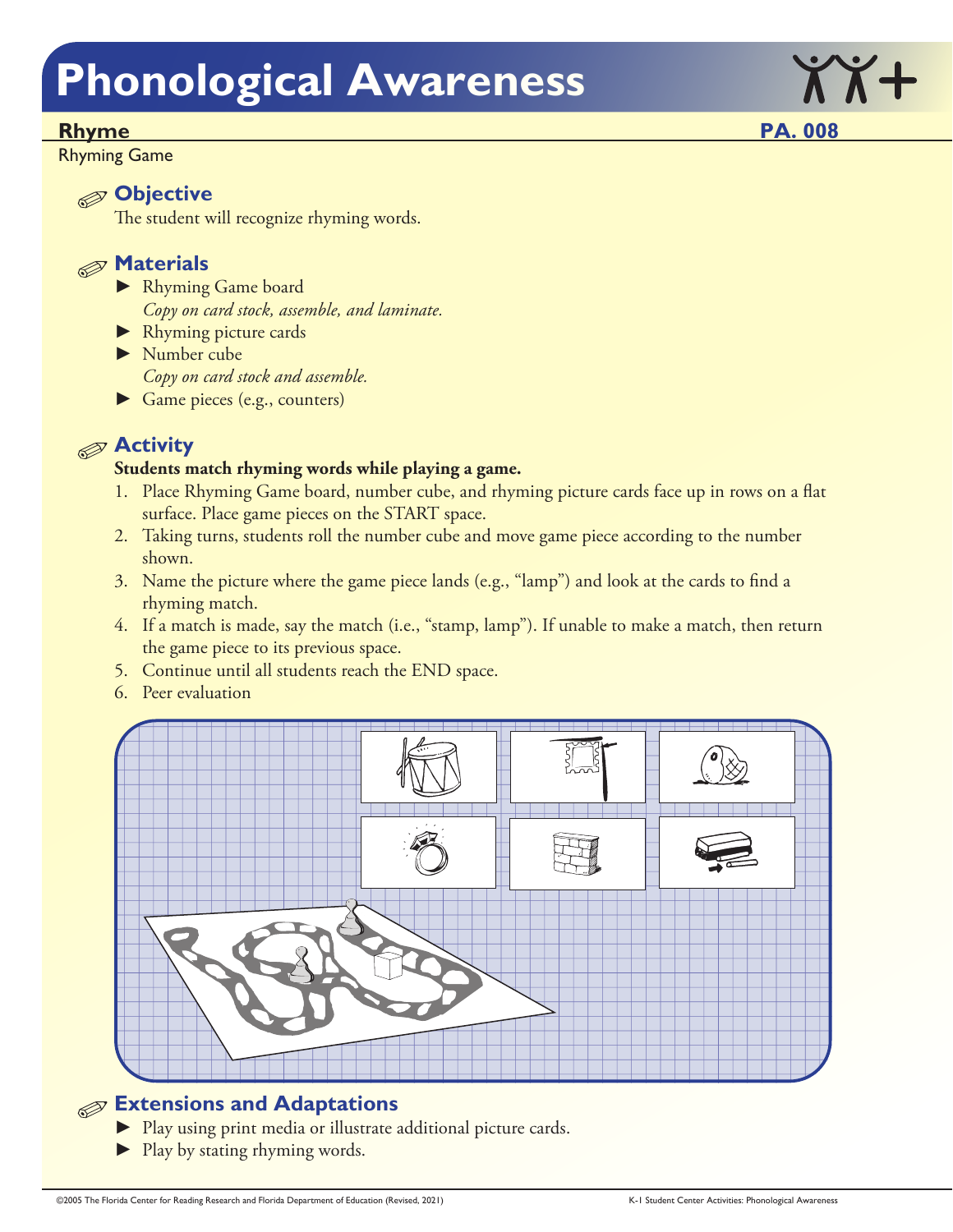# Phonological Awareness

## Rhyme

**PA. 008**

Rhyming Game

### Objective

The student will recognize rhyming words.

### Materials

- Rhyming Game board
  *Copy on card stock, assemble, and laminate.*
- Rhyming picture cards
- Number cube
  *Copy on card stock and assemble.*
- Game pieces (e.g., counters)

### Activity

**Students match rhyming words while playing a game.**

1. Place Rhyming Game board, number cube, and rhyming picture cards face up in rows on a flat surface. Place game pieces on the START space.
2. Taking turns, students roll the number cube and move game piece according to the number shown.
3. Name the picture where the game piece lands (e.g., "lamp") and look at the cards to find a rhyming match.
4. If a match is made, say the match (i.e., "stamp, lamp"). If unable to make a match, then return the game piece to its previous space.
5. Continue until all students reach the END space.
6. Peer evaluation

### Extensions and Adaptations

- Play using print media or illustrate additional picture cards.
- Play by stating rhyming words.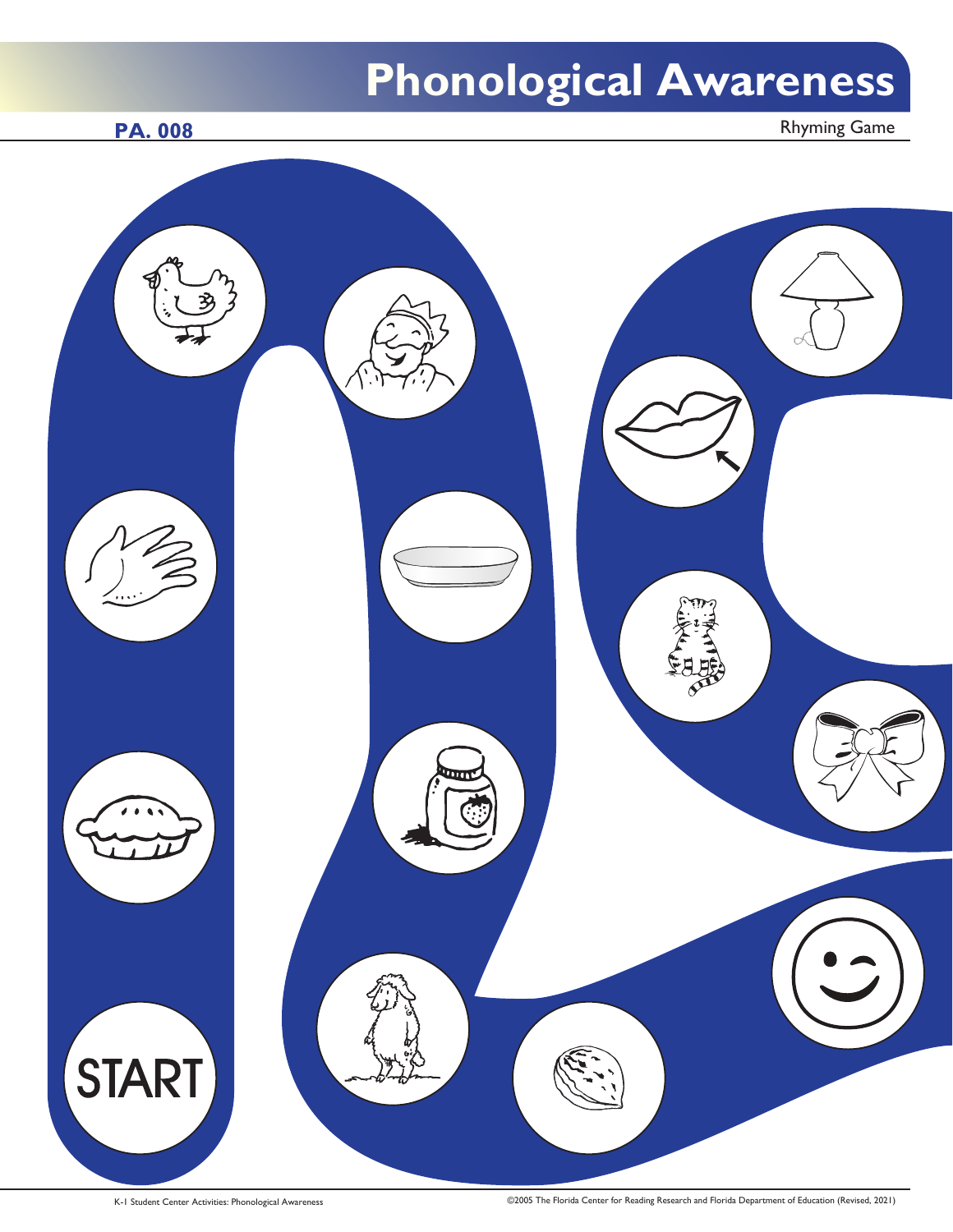# Phonological Awareness

**PA. 008**

Rhyming Game

START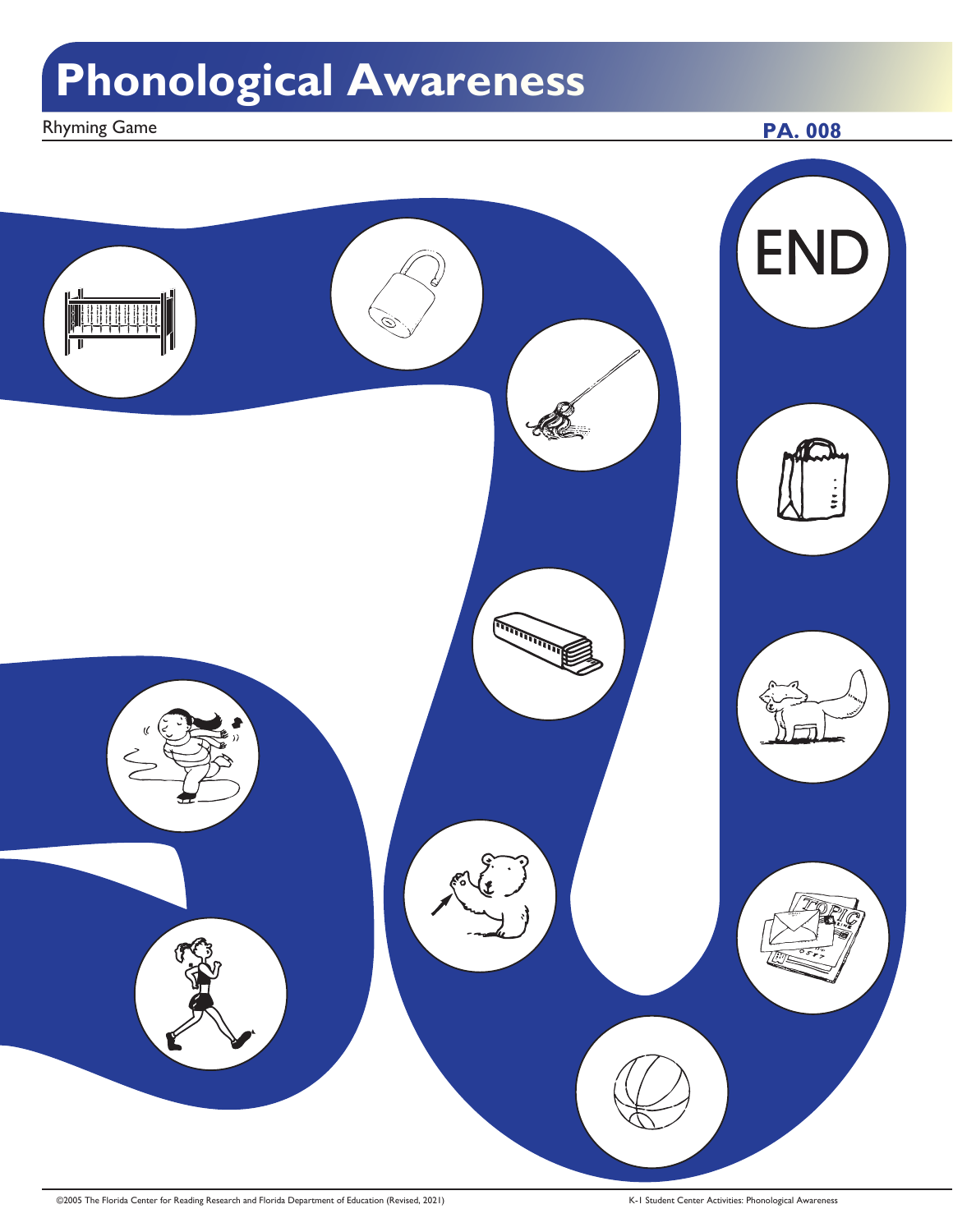# Phonological Awareness

Rhyming Game

**PA. 008**

END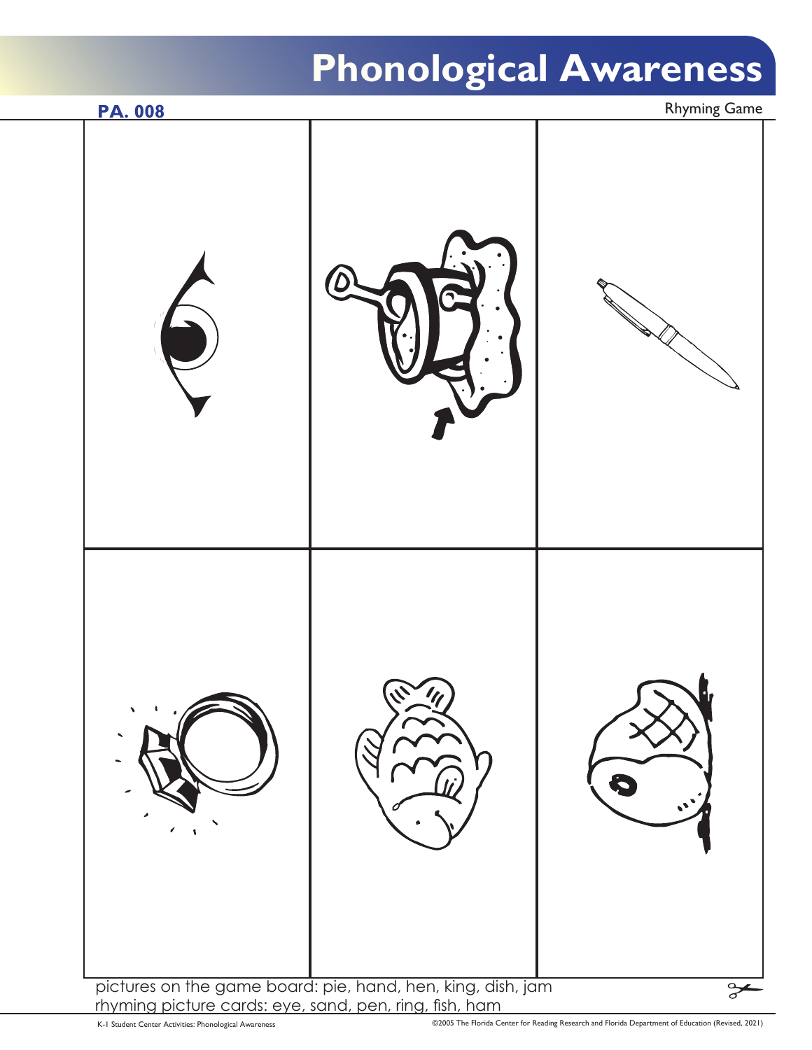# Phonological Awareness

**PA. 008**

Rhyming Game

pictures on the game board: pie, hand, hen, king, dish, jam
rhyming picture cards: eye, sand, pen, ring, fish, ham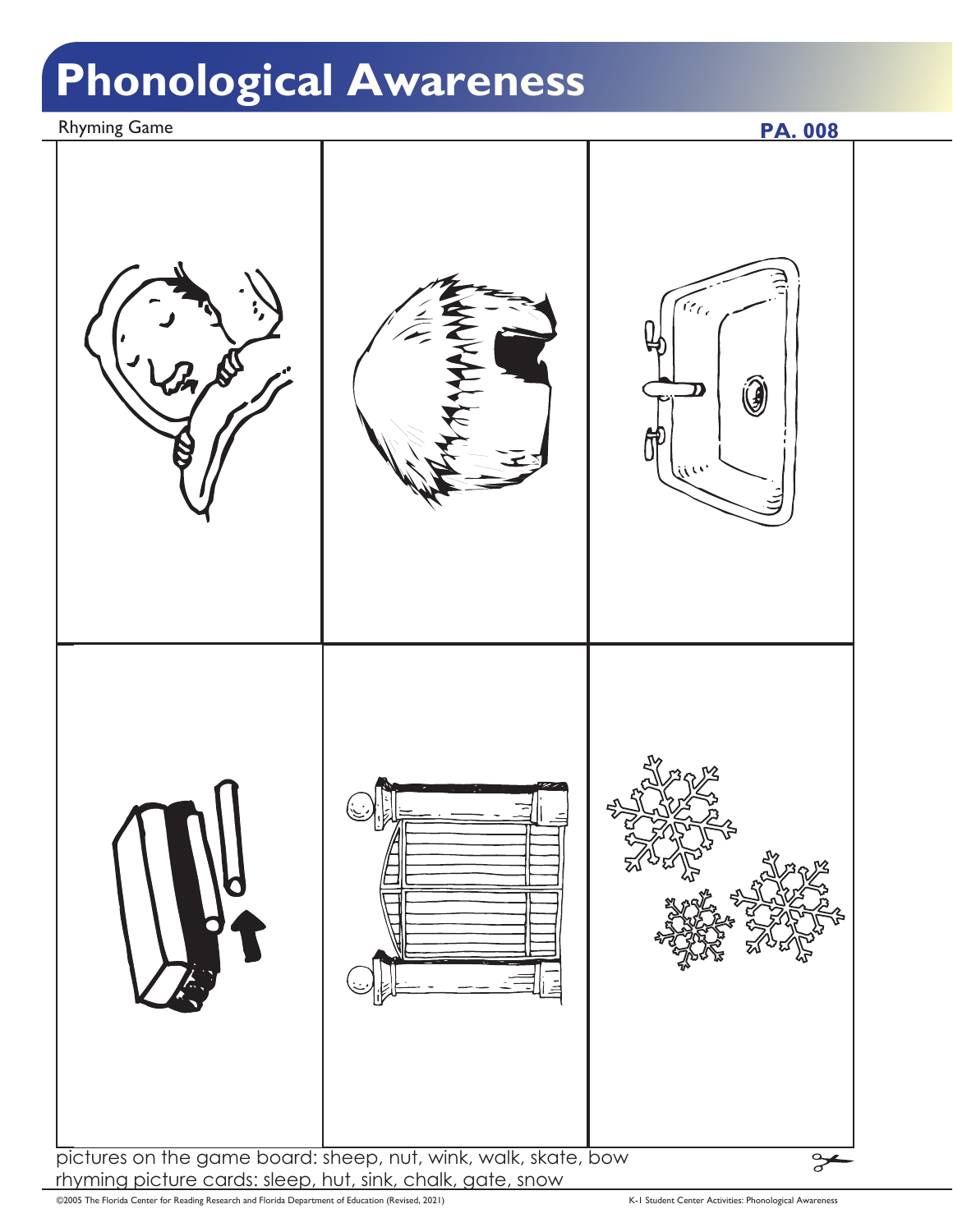# Phonological Awareness

Rhyming Game

**PA. 008**

pictures on the game board: sheep, nut, wink, walk, skate, bow

rhyming picture cards: sleep, hut, sink, chalk, gate, snow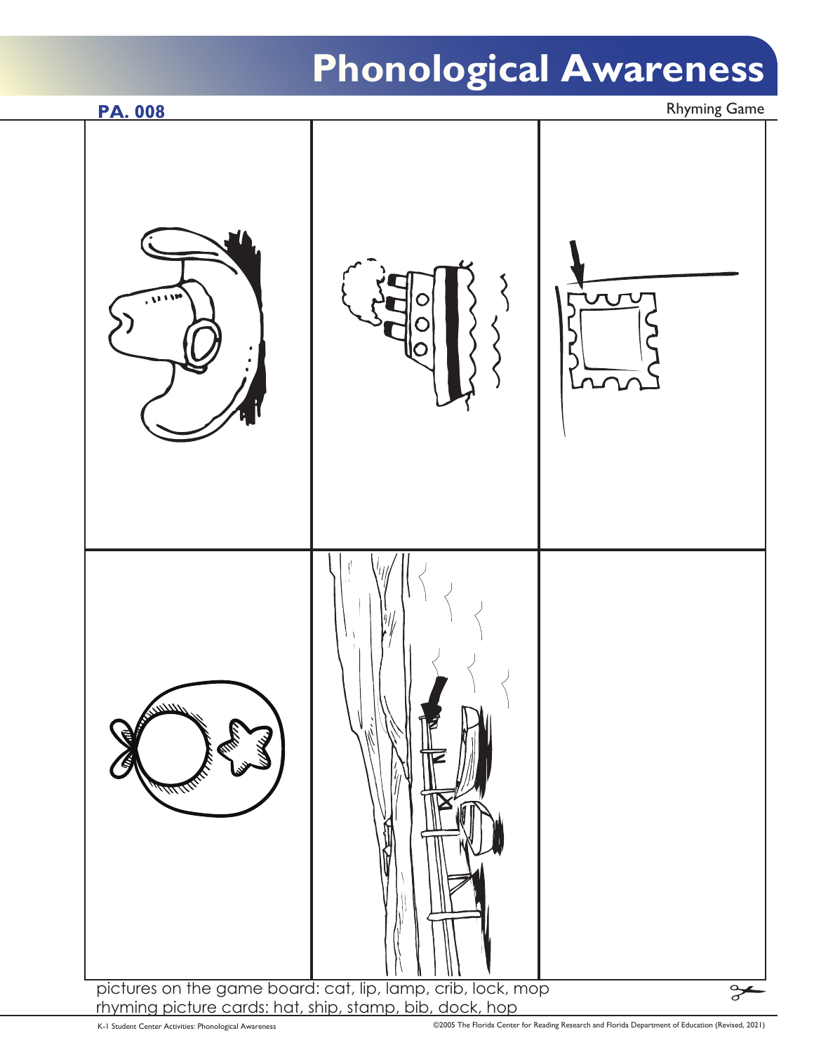# Phonological Awareness

**PA. 008**

Rhyming Game

pictures on the game board: cat, lip, lamp, crib, lock, mop
rhyming picture cards: hat, ship, stamp, bib, dock, hop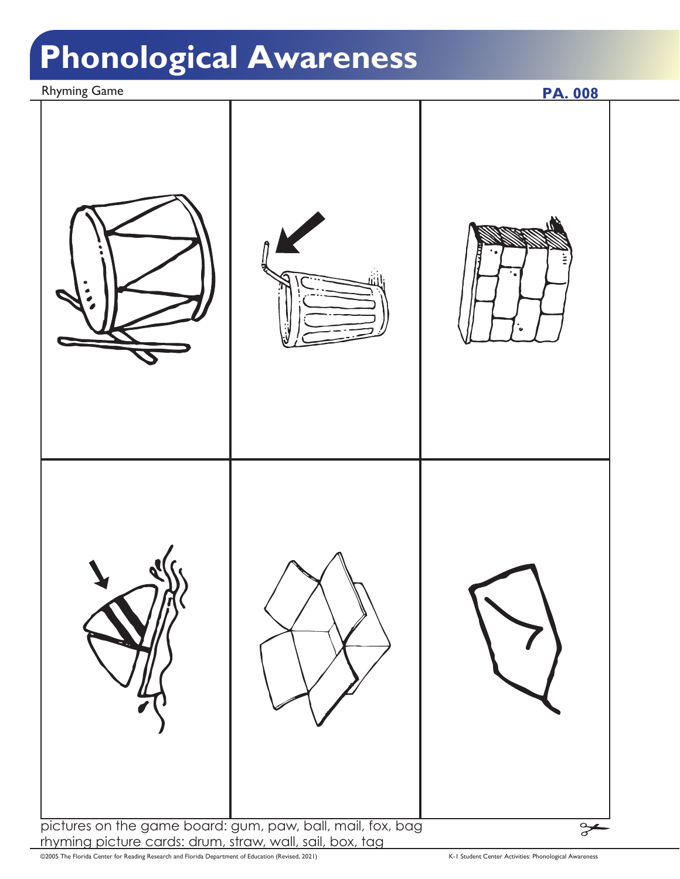# Phonological Awareness

Rhyming Game

**PA. 008**

pictures on the game board: gum, paw, ball, mail, fox, bag
rhyming picture cards: drum, straw, wall, sail, box, tag

©2005 The Florida Center for Reading Research and Florida Department of Education (Revised, 2021)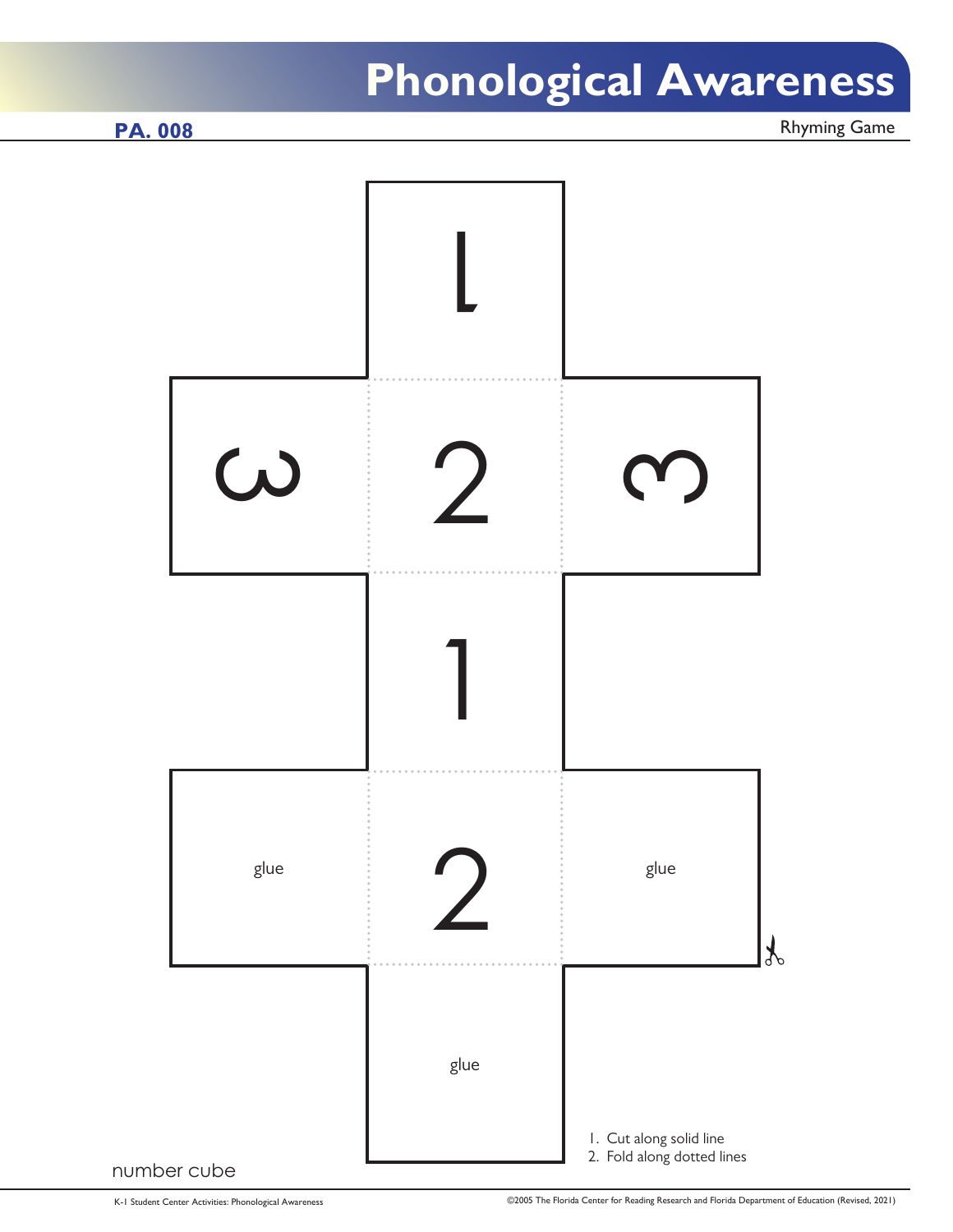# Phonological Awareness

**PA. 008**

Rhyming Game

1

3

2

3

1

glue

2

glue

glue

1. Cut along solid line
2. Fold along dotted lines

number cube

K-1 Student Center Activities: Phonological Awareness

©2005 The Florida Center for Reading Research and Florida Department of Education (Revised, 2021)